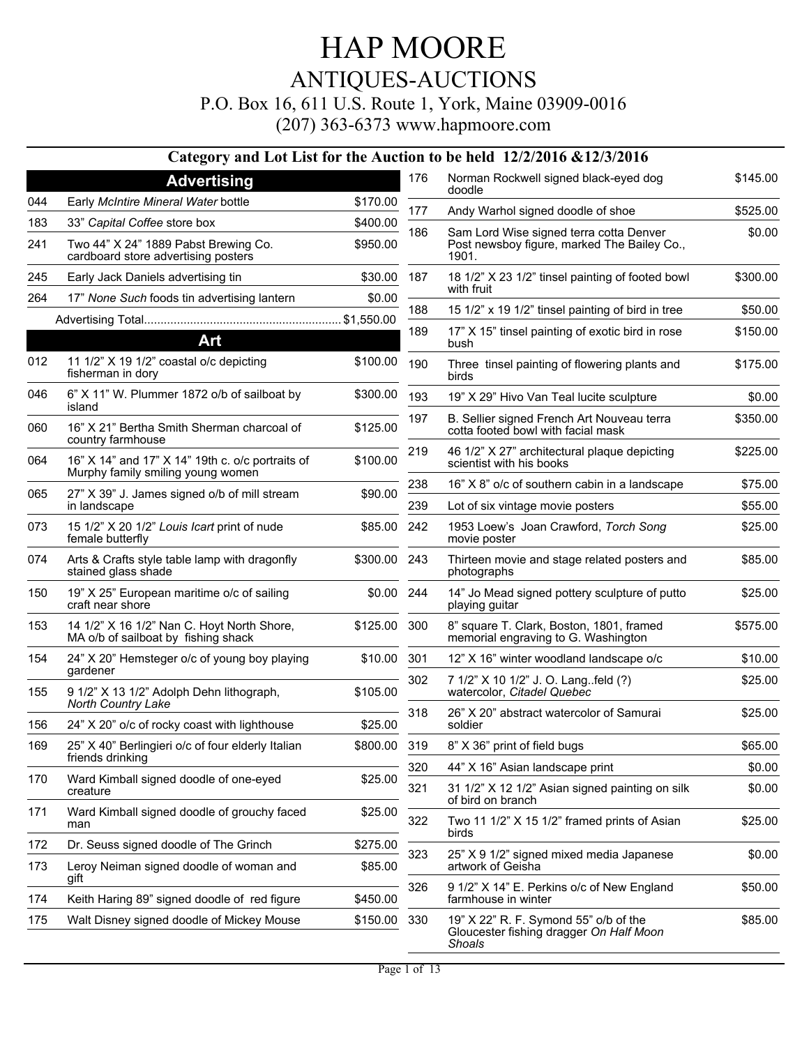# HAP MOORE

## ANTIQUES-AUCTIONS

P.O. Box 16, 611 U.S. Route 1, York, Maine 03909-0016

(207) 363-6373 www.hapmoore.com

### Category and Lot List for the Auction to be held 12/2/2016 &12/3/2016

## Advertising

| Lot | Description | Price |
|---|---|---|
| 044 | Early *McIntire Mineral Water* bottle | $170.00 |
| 183 | 33" *Capital Coffee* store box | $400.00 |
| 241 | Two 44" X 24" 1889 Pabst Brewing Co. cardboard store advertising posters | $950.00 |
| 245 | Early Jack Daniels advertising tin | $30.00 |
| 264 | 17" *None Such* foods tin advertising lantern | $0.00 |
| | Advertising Total | $1,550.00 |

## Art

| Lot | Description | Price |
|---|---|---|
| 012 | 11 1/2" X 19 1/2" coastal o/c depicting fisherman in dory | $100.00 |
| 046 | 6" X 11" W. Plummer 1872 o/b of sailboat by island | $300.00 |
| 060 | 16" X 21" Bertha Smith Sherman charcoal of country farmhouse | $125.00 |
| 064 | 16" X 14" and 17" X 14" 19th c. o/c portraits of Murphy family smiling young women | $100.00 |
| 065 | 27" X 39" J. James signed o/b of mill stream in landscape | $90.00 |
| 073 | 15 1/2" X 20 1/2" *Louis Icart* print of nude female butterfly | $85.00 |
| 074 | Arts & Crafts style table lamp with dragonfly stained glass shade | $300.00 |
| 150 | 19" X 25" European maritime o/c of sailing craft near shore | $0.00 |
| 153 | 14 1/2" X 16 1/2" Nan C. Hoyt North Shore, MA o/b of sailboat by fishing shack | $125.00 |
| 154 | 24" X 20" Hemsteger o/c of young boy playing gardener | $10.00 |
| 155 | 9 1/2" X 13 1/2" Adolph Dehn lithograph, *North Country Lake* | $105.00 |
| 156 | 24" X 20" o/c of rocky coast with lighthouse | $25.00 |
| 169 | 25" X 40" Berlingieri o/c of four elderly Italian friends drinking | $800.00 |
| 170 | Ward Kimball signed doodle of one-eyed creature | $25.00 |
| 171 | Ward Kimball signed doodle of grouchy faced man | $25.00 |
| 172 | Dr. Seuss signed doodle of The Grinch | $275.00 |
| 173 | Leroy Neiman signed doodle of woman and gift | $85.00 |
| 174 | Keith Haring 89" signed doodle of red figure | $450.00 |
| 175 | Walt Disney signed doodle of Mickey Mouse | $150.00 |
| 176 | Norman Rockwell signed black-eyed dog doodle | $145.00 |
| 177 | Andy Warhol signed doodle of shoe | $525.00 |
| 186 | Sam Lord Wise signed terra cotta Denver Post newsboy figure, marked The Bailey Co., 1901. | $0.00 |
| 187 | 18 1/2" X 23 1/2" tinsel painting of footed bowl with fruit | $300.00 |
| 188 | 15 1/2" x 19 1/2" tinsel painting of bird in tree | $50.00 |
| 189 | 17" X 15" tinsel painting of exotic bird in rose bush | $150.00 |
| 190 | Three tinsel painting of flowering plants and birds | $175.00 |
| 193 | 19" X 29" Hivo Van Teal lucite sculpture | $0.00 |
| 197 | B. Sellier signed French Art Nouveau terra cotta footed bowl with facial mask | $350.00 |
| 219 | 46 1/2" X 27" architectural plaque depicting scientist with his books | $225.00 |
| 238 | 16" X 8" o/c of southern cabin in a landscape | $75.00 |
| 239 | Lot of six vintage movie posters | $55.00 |
| 242 | 1953 Loew's Joan Crawford, *Torch Song* movie poster | $25.00 |
| 243 | Thirteen movie and stage related posters and photographs | $85.00 |
| 244 | 14" Jo Mead signed pottery sculpture of putto playing guitar | $25.00 |
| 300 | 8" square T. Clark, Boston, 1801, framed memorial engraving to G. Washington | $575.00 |
| 301 | 12" X 16" winter woodland landscape o/c | $10.00 |
| 302 | 7 1/2" X 10 1/2" J. O. Lang..feld (?) watercolor, *Citadel Quebec* | $25.00 |
| 318 | 26" X 20" abstract watercolor of Samurai soldier | $25.00 |
| 319 | 8" X 36" print of field bugs | $65.00 |
| 320 | 44" X 16" Asian landscape print | $0.00 |
| 321 | 31 1/2" X 12 1/2" Asian signed painting on silk of bird on branch | $0.00 |
| 322 | Two 11 1/2" X 15 1/2" framed prints of Asian birds | $25.00 |
| 323 | 25" X 9 1/2" signed mixed media Japanese artwork of Geisha | $0.00 |
| 326 | 9 1/2" X 14" E. Perkins o/c of New England farmhouse in winter | $50.00 |
| 330 | 19" X 22" R. F. Symond 55" o/b of the Gloucester fishing dragger *On Half Moon Shoals* | $85.00 |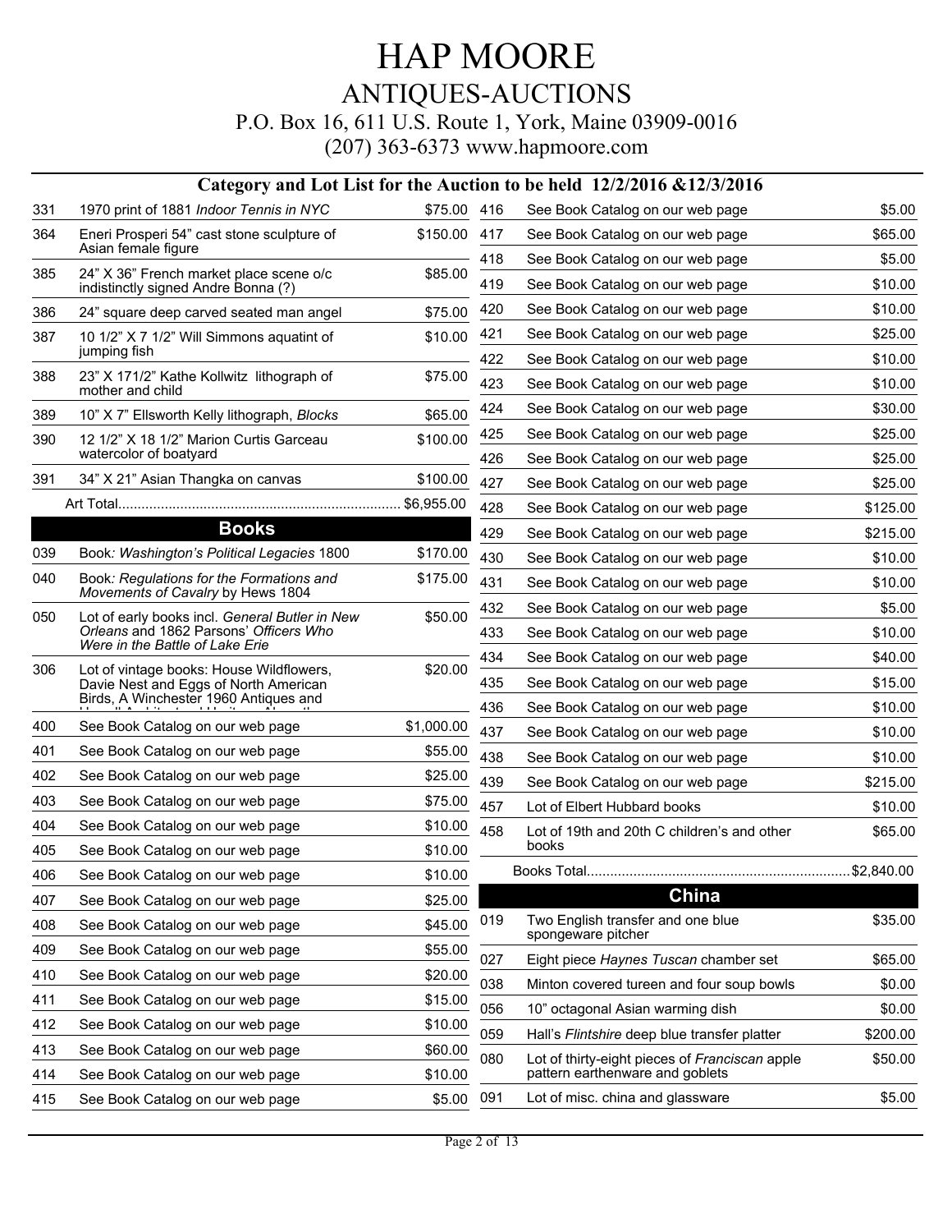# HAP MOORE

## ANTIQUES-AUCTIONS

P.O. Box 16, 611 U.S. Route 1, York, Maine 03909-0016

(207) 363-6373 www.hapmoore.com

### Category and Lot List for the Auction to be held 12/2/2016 &12/3/2016

| Lot | Description | Price |
|---|---|---|
| 331 | 1970 print of 1881 *Indoor Tennis in NYC* | $75.00 |
| 364 | Eneri Prosperi 54" cast stone sculpture of Asian female figure | $150.00 |
| 385 | 24" X 36" French market place scene o/c indistinctly signed Andre Bonna (?) | $85.00 |
| 386 | 24" square deep carved seated man angel | $75.00 |
| 387 | 10 1/2" X 7 1/2" Will Simmons aquatint of jumping fish | $10.00 |
| 388 | 23" X 171/2" Kathe Kollwitz lithograph of mother and child | $75.00 |
| 389 | 10" X 7" Ellsworth Kelly lithograph, *Blocks* | $65.00 |
| 390 | 12 1/2" X 18 1/2" Marion Curtis Garceau watercolor of boatyard | $100.00 |
| 391 | 34" X 21" Asian Thangka on canvas | $100.00 |
| | Art Total | $6,955.00 |

## Books

| Lot | Description | Price |
|---|---|---|
| 039 | Book*: Washington's Political Legacies* 1800 | $170.00 |
| 040 | Book*: Regulations for the Formations and Movements of Cavalry* by Hews 1804 | $175.00 |
| 050 | Lot of early books incl. *General Butler in New Orleans* and 1862 Parsons' *Officers Who Were in the Battle of Lake Erie* | $50.00 |
| 306 | Lot of vintage books: House Wildflowers, Davie Nest and Eggs of North American Birds, A Winchester 1960 Antiques and ... | $20.00 |
| 400 | See Book Catalog on our web page | $1,000.00 |
| 401 | See Book Catalog on our web page | $55.00 |
| 402 | See Book Catalog on our web page | $25.00 |
| 403 | See Book Catalog on our web page | $75.00 |
| 404 | See Book Catalog on our web page | $10.00 |
| 405 | See Book Catalog on our web page | $10.00 |
| 406 | See Book Catalog on our web page | $10.00 |
| 407 | See Book Catalog on our web page | $25.00 |
| 408 | See Book Catalog on our web page | $45.00 |
| 409 | See Book Catalog on our web page | $55.00 |
| 410 | See Book Catalog on our web page | $20.00 |
| 411 | See Book Catalog on our web page | $15.00 |
| 412 | See Book Catalog on our web page | $10.00 |
| 413 | See Book Catalog on our web page | $60.00 |
| 414 | See Book Catalog on our web page | $10.00 |
| 415 | See Book Catalog on our web page | $5.00 |
| 416 | See Book Catalog on our web page | $5.00 |
| 417 | See Book Catalog on our web page | $65.00 |
| 418 | See Book Catalog on our web page | $5.00 |
| 419 | See Book Catalog on our web page | $10.00 |
| 420 | See Book Catalog on our web page | $10.00 |
| 421 | See Book Catalog on our web page | $25.00 |
| 422 | See Book Catalog on our web page | $10.00 |
| 423 | See Book Catalog on our web page | $10.00 |
| 424 | See Book Catalog on our web page | $30.00 |
| 425 | See Book Catalog on our web page | $25.00 |
| 426 | See Book Catalog on our web page | $25.00 |
| 427 | See Book Catalog on our web page | $25.00 |
| 428 | See Book Catalog on our web page | $125.00 |
| 429 | See Book Catalog on our web page | $215.00 |
| 430 | See Book Catalog on our web page | $10.00 |
| 431 | See Book Catalog on our web page | $10.00 |
| 432 | See Book Catalog on our web page | $5.00 |
| 433 | See Book Catalog on our web page | $10.00 |
| 434 | See Book Catalog on our web page | $40.00 |
| 435 | See Book Catalog on our web page | $15.00 |
| 436 | See Book Catalog on our web page | $10.00 |
| 437 | See Book Catalog on our web page | $10.00 |
| 438 | See Book Catalog on our web page | $10.00 |
| 439 | See Book Catalog on our web page | $215.00 |
| 457 | Lot of Elbert Hubbard books | $10.00 |
| 458 | Lot of 19th and 20th C children's and other books | $65.00 |
| | Books Total | $2,840.00 |

## China

| Lot | Description | Price |
|---|---|---|
| 019 | Two English transfer and one blue spongeware pitcher | $35.00 |
| 027 | Eight piece *Haynes Tuscan* chamber set | $65.00 |
| 038 | Minton covered tureen and four soup bowls | $0.00 |
| 056 | 10" octagonal Asian warming dish | $0.00 |
| 059 | Hall's *Flintshire* deep blue transfer platter | $200.00 |
| 080 | Lot of thirty-eight pieces of *Franciscan* apple pattern earthenware and goblets | $50.00 |
| 091 | Lot of misc. china and glassware | $5.00 |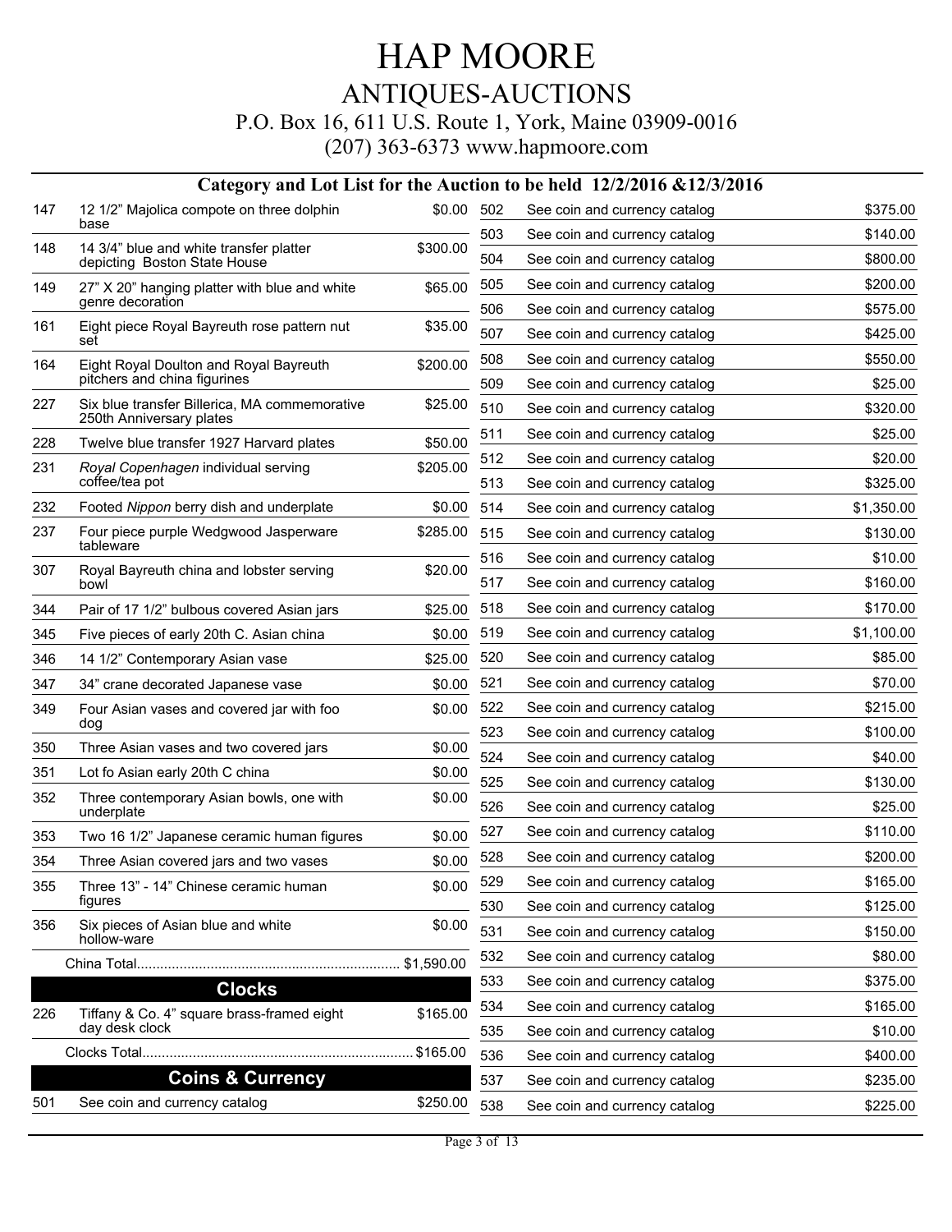# HAP MOORE

## ANTIQUES-AUCTIONS

P.O. Box 16, 611 U.S. Route 1, York, Maine 03909-0016

(207) 363-6373 www.hapmoore.com

### Category and Lot List for the Auction to be held 12/2/2016 &12/3/2016

| Lot | Description | Price |
|---|---|---|
| 147 | 12 1/2" Majolica compote on three dolphin base | $0.00 |
| 148 | 14 3/4" blue and white transfer platter depicting Boston State House | $300.00 |
| 149 | 27" X 20" hanging platter with blue and white genre decoration | $65.00 |
| 161 | Eight piece Royal Bayreuth rose pattern nut set | $35.00 |
| 164 | Eight Royal Doulton and Royal Bayreuth pitchers and china figurines | $200.00 |
| 227 | Six blue transfer Billerica, MA commemorative 250th Anniversary plates | $25.00 |
| 228 | Twelve blue transfer 1927 Harvard plates | $50.00 |
| 231 | *Royal Copenhagen* individual serving coffee/tea pot | $205.00 |
| 232 | Footed *Nippon* berry dish and underplate | $0.00 |
| 237 | Four piece purple Wedgwood Jasperware tableware | $285.00 |
| 307 | Royal Bayreuth china and lobster serving bowl | $20.00 |
| 344 | Pair of 17 1/2" bulbous covered Asian jars | $25.00 |
| 345 | Five pieces of early 20th C. Asian china | $0.00 |
| 346 | 14 1/2" Contemporary Asian vase | $25.00 |
| 347 | 34" crane decorated Japanese vase | $0.00 |
| 349 | Four Asian vases and covered jar with foo dog | $0.00 |
| 350 | Three Asian vases and two covered jars | $0.00 |
| 351 | Lot fo Asian early 20th C china | $0.00 |
| 352 | Three contemporary Asian bowls, one with underplate | $0.00 |
| 353 | Two 16 1/2" Japanese ceramic human figures | $0.00 |
| 354 | Three Asian covered jars and two vases | $0.00 |
| 355 | Three 13" - 14" Chinese ceramic human figures | $0.00 |
| 356 | Six pieces of Asian blue and white hollow-ware | $0.00 |
| | China Total | $1,590.00 |

## Clocks

| Lot | Description | Price |
|---|---|---|
| 226 | Tiffany & Co. 4" square brass-framed eight day desk clock | $165.00 |
| | Clocks Total | $165.00 |

## Coins & Currency

| Lot | Description | Price |
|---|---|---|
| 501 | See coin and currency catalog | $250.00 |
| 502 | See coin and currency catalog | $375.00 |
| 503 | See coin and currency catalog | $140.00 |
| 504 | See coin and currency catalog | $800.00 |
| 505 | See coin and currency catalog | $200.00 |
| 506 | See coin and currency catalog | $575.00 |
| 507 | See coin and currency catalog | $425.00 |
| 508 | See coin and currency catalog | $550.00 |
| 509 | See coin and currency catalog | $25.00 |
| 510 | See coin and currency catalog | $320.00 |
| 511 | See coin and currency catalog | $25.00 |
| 512 | See coin and currency catalog | $20.00 |
| 513 | See coin and currency catalog | $325.00 |
| 514 | See coin and currency catalog | $1,350.00 |
| 515 | See coin and currency catalog | $130.00 |
| 516 | See coin and currency catalog | $10.00 |
| 517 | See coin and currency catalog | $160.00 |
| 518 | See coin and currency catalog | $170.00 |
| 519 | See coin and currency catalog | $1,100.00 |
| 520 | See coin and currency catalog | $85.00 |
| 521 | See coin and currency catalog | $70.00 |
| 522 | See coin and currency catalog | $215.00 |
| 523 | See coin and currency catalog | $100.00 |
| 524 | See coin and currency catalog | $40.00 |
| 525 | See coin and currency catalog | $130.00 |
| 526 | See coin and currency catalog | $25.00 |
| 527 | See coin and currency catalog | $110.00 |
| 528 | See coin and currency catalog | $200.00 |
| 529 | See coin and currency catalog | $165.00 |
| 530 | See coin and currency catalog | $125.00 |
| 531 | See coin and currency catalog | $150.00 |
| 532 | See coin and currency catalog | $80.00 |
| 533 | See coin and currency catalog | $375.00 |
| 534 | See coin and currency catalog | $165.00 |
| 535 | See coin and currency catalog | $10.00 |
| 536 | See coin and currency catalog | $400.00 |
| 537 | See coin and currency catalog | $235.00 |
| 538 | See coin and currency catalog | $225.00 |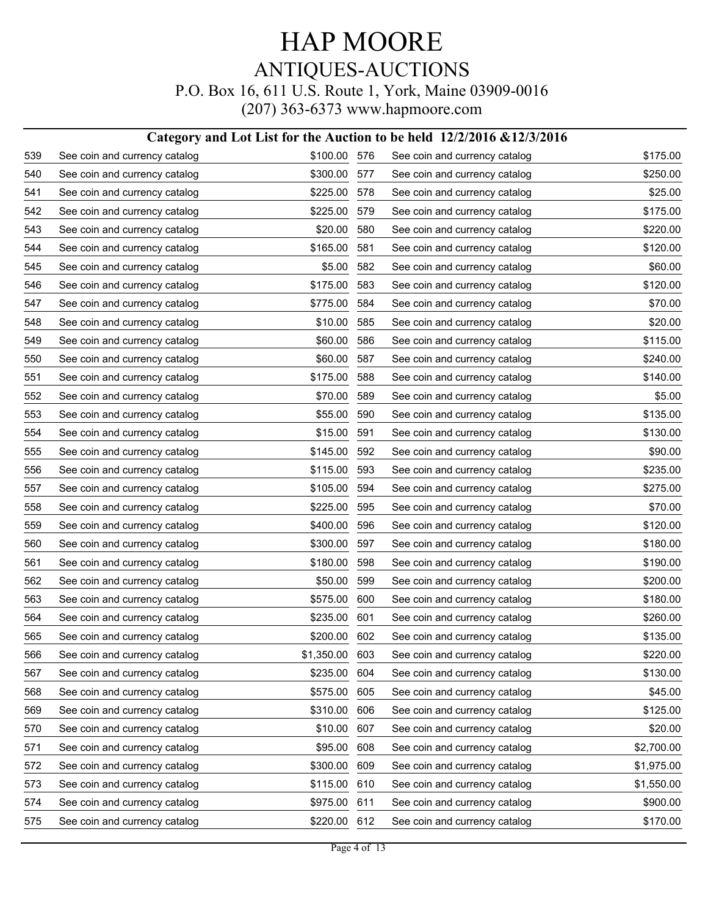# HAP MOORE

## ANTIQUES-AUCTIONS

P.O. Box 16, 611 U.S. Route 1, York, Maine 03909-0016

(207) 363-6373 www.hapmoore.com

### Category and Lot List for the Auction to be held 12/2/2016 &12/3/2016

| Lot | Description | Price |
|---|---|---|
| 539 | See coin and currency catalog | $100.00 |
| 540 | See coin and currency catalog | $300.00 |
| 541 | See coin and currency catalog | $225.00 |
| 542 | See coin and currency catalog | $225.00 |
| 543 | See coin and currency catalog | $20.00 |
| 544 | See coin and currency catalog | $165.00 |
| 545 | See coin and currency catalog | $5.00 |
| 546 | See coin and currency catalog | $175.00 |
| 547 | See coin and currency catalog | $775.00 |
| 548 | See coin and currency catalog | $10.00 |
| 549 | See coin and currency catalog | $60.00 |
| 550 | See coin and currency catalog | $60.00 |
| 551 | See coin and currency catalog | $175.00 |
| 552 | See coin and currency catalog | $70.00 |
| 553 | See coin and currency catalog | $55.00 |
| 554 | See coin and currency catalog | $15.00 |
| 555 | See coin and currency catalog | $145.00 |
| 556 | See coin and currency catalog | $115.00 |
| 557 | See coin and currency catalog | $105.00 |
| 558 | See coin and currency catalog | $225.00 |
| 559 | See coin and currency catalog | $400.00 |
| 560 | See coin and currency catalog | $300.00 |
| 561 | See coin and currency catalog | $180.00 |
| 562 | See coin and currency catalog | $50.00 |
| 563 | See coin and currency catalog | $575.00 |
| 564 | See coin and currency catalog | $235.00 |
| 565 | See coin and currency catalog | $200.00 |
| 566 | See coin and currency catalog | $1,350.00 |
| 567 | See coin and currency catalog | $235.00 |
| 568 | See coin and currency catalog | $575.00 |
| 569 | See coin and currency catalog | $310.00 |
| 570 | See coin and currency catalog | $10.00 |
| 571 | See coin and currency catalog | $95.00 |
| 572 | See coin and currency catalog | $300.00 |
| 573 | See coin and currency catalog | $115.00 |
| 574 | See coin and currency catalog | $975.00 |
| 575 | See coin and currency catalog | $220.00 |
| 576 | See coin and currency catalog | $175.00 |
| 577 | See coin and currency catalog | $250.00 |
| 578 | See coin and currency catalog | $25.00 |
| 579 | See coin and currency catalog | $175.00 |
| 580 | See coin and currency catalog | $220.00 |
| 581 | See coin and currency catalog | $120.00 |
| 582 | See coin and currency catalog | $60.00 |
| 583 | See coin and currency catalog | $120.00 |
| 584 | See coin and currency catalog | $70.00 |
| 585 | See coin and currency catalog | $20.00 |
| 586 | See coin and currency catalog | $115.00 |
| 587 | See coin and currency catalog | $240.00 |
| 588 | See coin and currency catalog | $140.00 |
| 589 | See coin and currency catalog | $5.00 |
| 590 | See coin and currency catalog | $135.00 |
| 591 | See coin and currency catalog | $130.00 |
| 592 | See coin and currency catalog | $90.00 |
| 593 | See coin and currency catalog | $235.00 |
| 594 | See coin and currency catalog | $275.00 |
| 595 | See coin and currency catalog | $70.00 |
| 596 | See coin and currency catalog | $120.00 |
| 597 | See coin and currency catalog | $180.00 |
| 598 | See coin and currency catalog | $190.00 |
| 599 | See coin and currency catalog | $200.00 |
| 600 | See coin and currency catalog | $180.00 |
| 601 | See coin and currency catalog | $260.00 |
| 602 | See coin and currency catalog | $135.00 |
| 603 | See coin and currency catalog | $220.00 |
| 604 | See coin and currency catalog | $130.00 |
| 605 | See coin and currency catalog | $45.00 |
| 606 | See coin and currency catalog | $125.00 |
| 607 | See coin and currency catalog | $20.00 |
| 608 | See coin and currency catalog | $2,700.00 |
| 609 | See coin and currency catalog | $1,975.00 |
| 610 | See coin and currency catalog | $1,550.00 |
| 611 | See coin and currency catalog | $900.00 |
| 612 | See coin and currency catalog | $170.00 |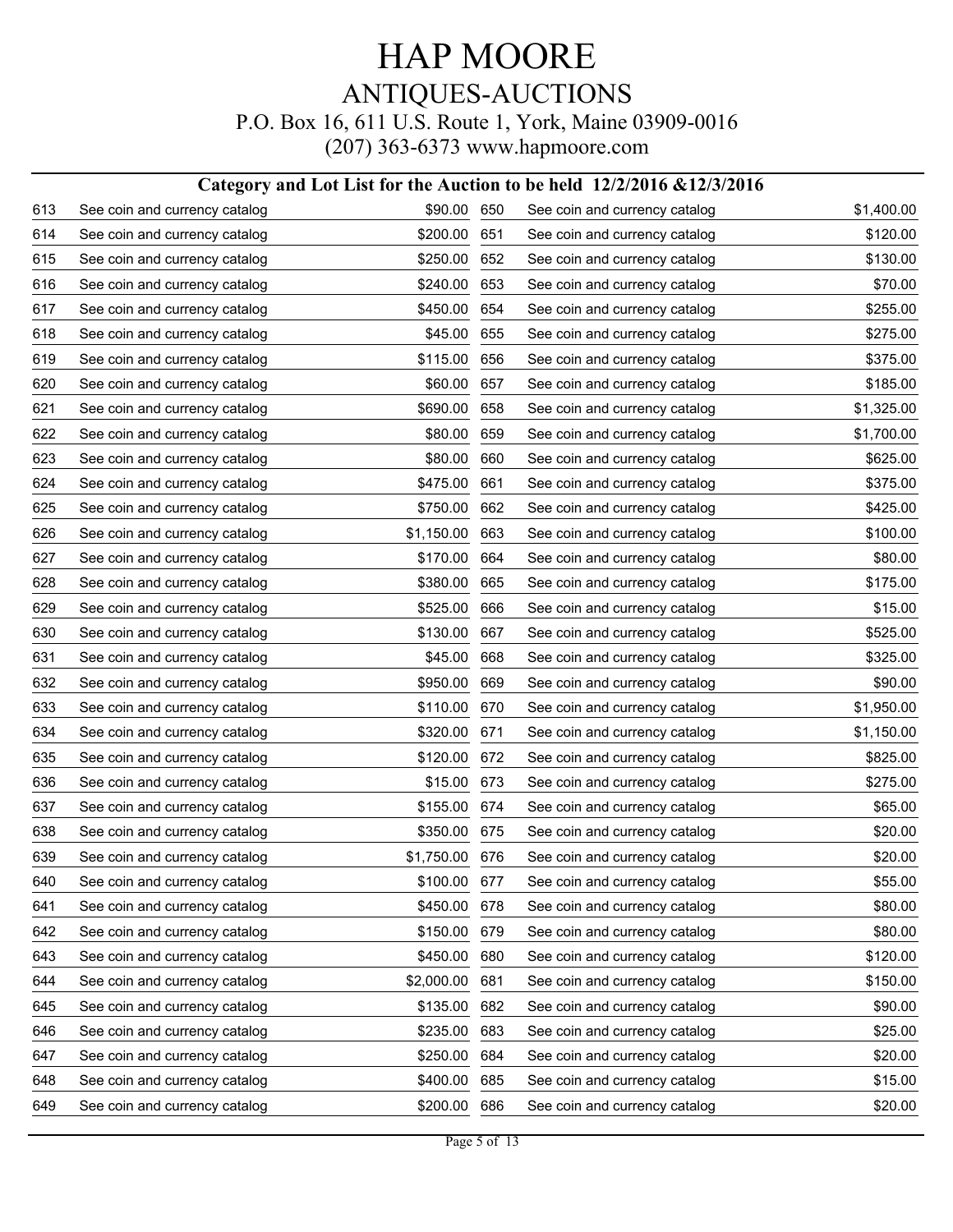# HAP MOORE

## ANTIQUES-AUCTIONS

P.O. Box 16, 611 U.S. Route 1, York, Maine 03909-0016

(207) 363-6373 www.hapmoore.com

### Category and Lot List for the Auction to be held 12/2/2016 &12/3/2016

| Lot | Description | Estimate |
|---|---|---|
| 613 | See coin and currency catalog | $90.00 |
| 614 | See coin and currency catalog | $200.00 |
| 615 | See coin and currency catalog | $250.00 |
| 616 | See coin and currency catalog | $240.00 |
| 617 | See coin and currency catalog | $450.00 |
| 618 | See coin and currency catalog | $45.00 |
| 619 | See coin and currency catalog | $115.00 |
| 620 | See coin and currency catalog | $60.00 |
| 621 | See coin and currency catalog | $690.00 |
| 622 | See coin and currency catalog | $80.00 |
| 623 | See coin and currency catalog | $80.00 |
| 624 | See coin and currency catalog | $475.00 |
| 625 | See coin and currency catalog | $750.00 |
| 626 | See coin and currency catalog | $1,150.00 |
| 627 | See coin and currency catalog | $170.00 |
| 628 | See coin and currency catalog | $380.00 |
| 629 | See coin and currency catalog | $525.00 |
| 630 | See coin and currency catalog | $130.00 |
| 631 | See coin and currency catalog | $45.00 |
| 632 | See coin and currency catalog | $950.00 |
| 633 | See coin and currency catalog | $110.00 |
| 634 | See coin and currency catalog | $320.00 |
| 635 | See coin and currency catalog | $120.00 |
| 636 | See coin and currency catalog | $15.00 |
| 637 | See coin and currency catalog | $155.00 |
| 638 | See coin and currency catalog | $350.00 |
| 639 | See coin and currency catalog | $1,750.00 |
| 640 | See coin and currency catalog | $100.00 |
| 641 | See coin and currency catalog | $450.00 |
| 642 | See coin and currency catalog | $150.00 |
| 643 | See coin and currency catalog | $450.00 |
| 644 | See coin and currency catalog | $2,000.00 |
| 645 | See coin and currency catalog | $135.00 |
| 646 | See coin and currency catalog | $235.00 |
| 647 | See coin and currency catalog | $250.00 |
| 648 | See coin and currency catalog | $400.00 |
| 649 | See coin and currency catalog | $200.00 |
| 650 | See coin and currency catalog | $1,400.00 |
| 651 | See coin and currency catalog | $120.00 |
| 652 | See coin and currency catalog | $130.00 |
| 653 | See coin and currency catalog | $70.00 |
| 654 | See coin and currency catalog | $255.00 |
| 655 | See coin and currency catalog | $275.00 |
| 656 | See coin and currency catalog | $375.00 |
| 657 | See coin and currency catalog | $185.00 |
| 658 | See coin and currency catalog | $1,325.00 |
| 659 | See coin and currency catalog | $1,700.00 |
| 660 | See coin and currency catalog | $625.00 |
| 661 | See coin and currency catalog | $375.00 |
| 662 | See coin and currency catalog | $425.00 |
| 663 | See coin and currency catalog | $100.00 |
| 664 | See coin and currency catalog | $80.00 |
| 665 | See coin and currency catalog | $175.00 |
| 666 | See coin and currency catalog | $15.00 |
| 667 | See coin and currency catalog | $525.00 |
| 668 | See coin and currency catalog | $325.00 |
| 669 | See coin and currency catalog | $90.00 |
| 670 | See coin and currency catalog | $1,950.00 |
| 671 | See coin and currency catalog | $1,150.00 |
| 672 | See coin and currency catalog | $825.00 |
| 673 | See coin and currency catalog | $275.00 |
| 674 | See coin and currency catalog | $65.00 |
| 675 | See coin and currency catalog | $20.00 |
| 676 | See coin and currency catalog | $20.00 |
| 677 | See coin and currency catalog | $55.00 |
| 678 | See coin and currency catalog | $80.00 |
| 679 | See coin and currency catalog | $80.00 |
| 680 | See coin and currency catalog | $120.00 |
| 681 | See coin and currency catalog | $150.00 |
| 682 | See coin and currency catalog | $90.00 |
| 683 | See coin and currency catalog | $25.00 |
| 684 | See coin and currency catalog | $20.00 |
| 685 | See coin and currency catalog | $15.00 |
| 686 | See coin and currency catalog | $20.00 |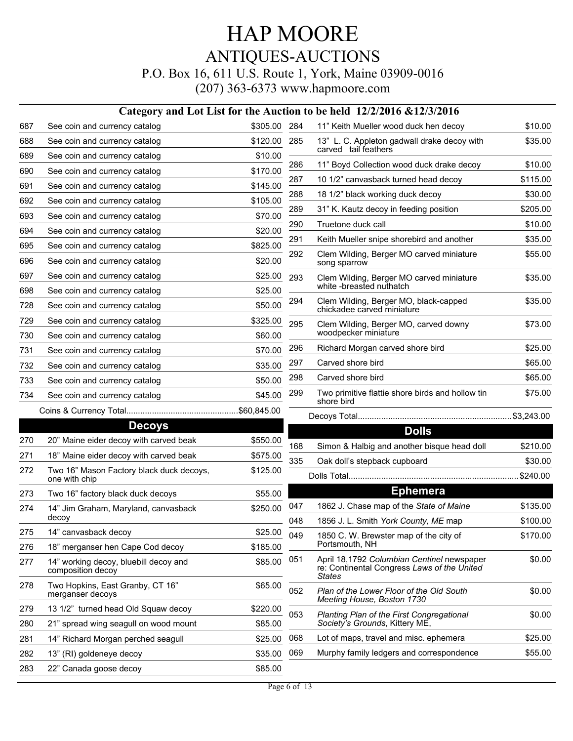# HAP MOORE

## ANTIQUES-AUCTIONS

P.O. Box 16, 611 U.S. Route 1, York, Maine 03909-0016

(207) 363-6373 www.hapmoore.com

### Category and Lot List for the Auction to be held 12/2/2016 &12/3/2016

| Lot | Description | Price |
|---|---|---|
| 687 | See coin and currency catalog | $305.00 |
| 688 | See coin and currency catalog | $120.00 |
| 689 | See coin and currency catalog | $10.00 |
| 690 | See coin and currency catalog | $170.00 |
| 691 | See coin and currency catalog | $145.00 |
| 692 | See coin and currency catalog | $105.00 |
| 693 | See coin and currency catalog | $70.00 |
| 694 | See coin and currency catalog | $20.00 |
| 695 | See coin and currency catalog | $825.00 |
| 696 | See coin and currency catalog | $20.00 |
| 697 | See coin and currency catalog | $25.00 |
| 698 | See coin and currency catalog | $25.00 |
| 728 | See coin and currency catalog | $50.00 |
| 729 | See coin and currency catalog | $325.00 |
| 730 | See coin and currency catalog | $60.00 |
| 731 | See coin and currency catalog | $70.00 |
| 732 | See coin and currency catalog | $35.00 |
| 733 | See coin and currency catalog | $50.00 |
| 734 | See coin and currency catalog | $45.00 |

Coins & Currency Total................................................$60,845.00

## Decoys

| Lot | Description | Price |
|---|---|---|
| 270 | 20" Maine eider decoy with carved beak | $550.00 |
| 271 | 18" Maine eider decoy with carved beak | $575.00 |
| 272 | Two 16" Mason Factory black duck decoys, one with chip | $125.00 |
| 273 | Two 16" factory black duck decoys | $55.00 |
| 274 | 14" Jim Graham, Maryland, canvasback decoy | $250.00 |
| 275 | 14" canvasback decoy | $25.00 |
| 276 | 18" merganser hen Cape Cod decoy | $185.00 |
| 277 | 14" working decoy, bluebill decoy and composition decoy | $85.00 |
| 278 | Two Hopkins, East Granby, CT 16" merganser decoys | $65.00 |
| 279 | 13 1/2" turned head Old Squaw decoy | $220.00 |
| 280 | 21" spread wing seagull on wood mount | $85.00 |
| 281 | 14" Richard Morgan perched seagull | $25.00 |
| 282 | 13" (RI) goldeneye decoy | $35.00 |
| 283 | 22" Canada goose decoy | $85.00 |
| 284 | 11" Keith Mueller wood duck hen decoy | $10.00 |
| 285 | 13" L. C. Appleton gadwall drake decoy with carved tail feathers | $35.00 |
| 286 | 11" Boyd Collection wood duck drake decoy | $10.00 |
| 287 | 10 1/2" canvasback turned head decoy | $115.00 |
| 288 | 18 1/2" black working duck decoy | $30.00 |
| 289 | 31" K. Kautz decoy in feeding position | $205.00 |
| 290 | Truetone duck call | $10.00 |
| 291 | Keith Mueller snipe shorebird and another | $35.00 |
| 292 | Clem Wilding, Berger MO carved miniature song sparrow | $55.00 |
| 293 | Clem Wilding, Berger MO carved miniature white -breasted nuthatch | $35.00 |
| 294 | Clem Wilding, Berger MO, black-capped chickadee carved miniature | $35.00 |
| 295 | Clem Wilding, Berger MO, carved downy woodpecker miniature | $73.00 |
| 296 | Richard Morgan carved shore bird | $25.00 |
| 297 | Carved shore bird | $65.00 |
| 298 | Carved shore bird | $65.00 |
| 299 | Two primitive flattie shore birds and hollow tin shore bird | $75.00 |

Decoys Total.................................................................$3,243.00

## Dolls

| Lot | Description | Price |
|---|---|---|
| 168 | Simon & Halbig and another bisque head doll | $210.00 |
| 335 | Oak doll's stepback cupboard | $30.00 |

Dolls Total........................................................................$240.00

## Ephemera

| Lot | Description | Price |
|---|---|---|
| 047 | 1862 J. Chase map of the *State of Maine* | $135.00 |
| 048 | 1856 J. L. Smith *York County, ME* map | $100.00 |
| 049 | 1850 C. W. Brewster map of the city of Portsmouth, NH | $170.00 |
| 051 | April 18,1792 *Columbian Centinel* newspaper re: Continental Congress *Laws of the United States* | $0.00 |
| 052 | *Plan of the Lower Floor of the Old South Meeting House, Boston 1730* | $0.00 |
| 053 | *Planting Plan of the First Congregational Society's Grounds*, Kittery ME, | $0.00 |
| 068 | Lot of maps, travel and misc. ephemera | $25.00 |
| 069 | Murphy family ledgers and correspondence | $55.00 |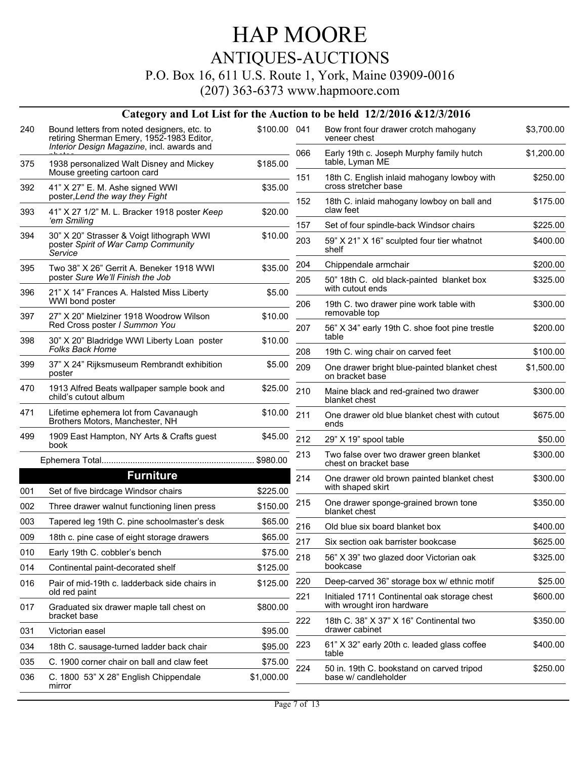# HAP MOORE

## ANTIQUES-AUCTIONS

P.O. Box 16, 611 U.S. Route 1, York, Maine 03909-0016

(207) 363-6373 www.hapmoore.com

### Category and Lot List for the Auction to be held 12/2/2016 &12/3/2016

| Lot | Description | Price |
|---|---|---|
| 240 | Bound letters from noted designers, etc. to retiring Sherman Emery, 1952-1983 Editor, *Interior Design Magazine*, incl. awards and photos | $100.00 |
| 375 | 1938 personalized Walt Disney and Mickey Mouse greeting cartoon card | $185.00 |
| 392 | 41" X 27" E. M. Ashe signed WWI poster,*Lend the way they Fight* | $35.00 |
| 393 | 41" X 27 1/2" M. L. Bracker 1918 poster *Keep 'em Smiling* | $20.00 |
| 394 | 30" X 20" Strasser & Voigt lithograph WWI poster *Spirit of War Camp Community Service* | $10.00 |
| 395 | Two 38" X 26" Gerrit A. Beneker 1918 WWI poster *Sure We'll Finish the Job* | $35.00 |
| 396 | 21" X 14" Frances A. Halsted Miss Liberty WWI bond poster | $5.00 |
| 397 | 27" X 20" Mielziner 1918 Woodrow Wilson Red Cross poster *I Summon You* | $10.00 |
| 398 | 30" X 20" Bladridge WWI Liberty Loan poster *Folks Back Home* | $10.00 |
| 399 | 37" X 24" Rijksmuseum Rembrandt exhibition poster | $5.00 |
| 470 | 1913 Alfred Beats wallpaper sample book and child's cutout album | $25.00 |
| 471 | Lifetime ephemera lot from Cavanaugh Brothers Motors, Manchester, NH | $10.00 |
| 499 | 1909 East Hampton, NY Arts & Crafts guest book | $45.00 |
| | Ephemera Total | $980.00 |

## Furniture

| Lot | Description | Price |
|---|---|---|
| 001 | Set of five birdcage Windsor chairs | $225.00 |
| 002 | Three drawer walnut functioning linen press | $150.00 |
| 003 | Tapered leg 19th C. pine schoolmaster's desk | $65.00 |
| 009 | 18th c. pine case of eight storage drawers | $65.00 |
| 010 | Early 19th C. cobbler's bench | $75.00 |
| 014 | Continental paint-decorated shelf | $125.00 |
| 016 | Pair of mid-19th c. ladderback side chairs in old red paint | $125.00 |
| 017 | Graduated six drawer maple tall chest on bracket base | $800.00 |
| 031 | Victorian easel | $95.00 |
| 034 | 18th C. sausage-turned ladder back chair | $95.00 |
| 035 | C. 1900 corner chair on ball and claw feet | $75.00 |
| 036 | C. 1800 53" X 28" English Chippendale mirror | $1,000.00 |
| 041 | Bow front four drawer crotch mahogany veneer chest | $3,700.00 |
| 066 | Early 19th c. Joseph Murphy family hutch table, Lyman ME | $1,200.00 |
| 151 | 18th C. English inlaid mahogany lowboy with cross stretcher base | $250.00 |
| 152 | 18th C. inlaid mahogany lowboy on ball and claw feet | $175.00 |
| 157 | Set of four spindle-back Windsor chairs | $225.00 |
| 203 | 59" X 21" X 16" sculpted four tier whatnot shelf | $400.00 |
| 204 | Chippendale armchair | $200.00 |
| 205 | 50" 18th C. old black-painted blanket box with cutout ends | $325.00 |
| 206 | 19th C. two drawer pine work table with removable top | $300.00 |
| 207 | 56" X 34" early 19th C. shoe foot pine trestle table | $200.00 |
| 208 | 19th C. wing chair on carved feet | $100.00 |
| 209 | One drawer bright blue-painted blanket chest on bracket base | $1,500.00 |
| 210 | Maine black and red-grained two drawer blanket chest | $300.00 |
| 211 | One drawer old blue blanket chest with cutout ends | $675.00 |
| 212 | 29" X 19" spool table | $50.00 |
| 213 | Two false over two drawer green blanket chest on bracket base | $300.00 |
| 214 | One drawer old brown painted blanket chest with shaped skirt | $300.00 |
| 215 | One drawer sponge-grained brown tone blanket chest | $350.00 |
| 216 | Old blue six board blanket box | $400.00 |
| 217 | Six section oak barrister bookcase | $625.00 |
| 218 | 56" X 39" two glazed door Victorian oak bookcase | $325.00 |
| 220 | Deep-carved 36" storage box w/ ethnic motif | $25.00 |
| 221 | Initialed 1711 Continental oak storage chest with wrought iron hardware | $600.00 |
| 222 | 18th C. 38" X 37" X 16" Continental two drawer cabinet | $350.00 |
| 223 | 61" X 32" early 20th c. leaded glass coffee table | $400.00 |
| 224 | 50 in. 19th C. bookstand on carved tripod base w/ candleholder | $250.00 |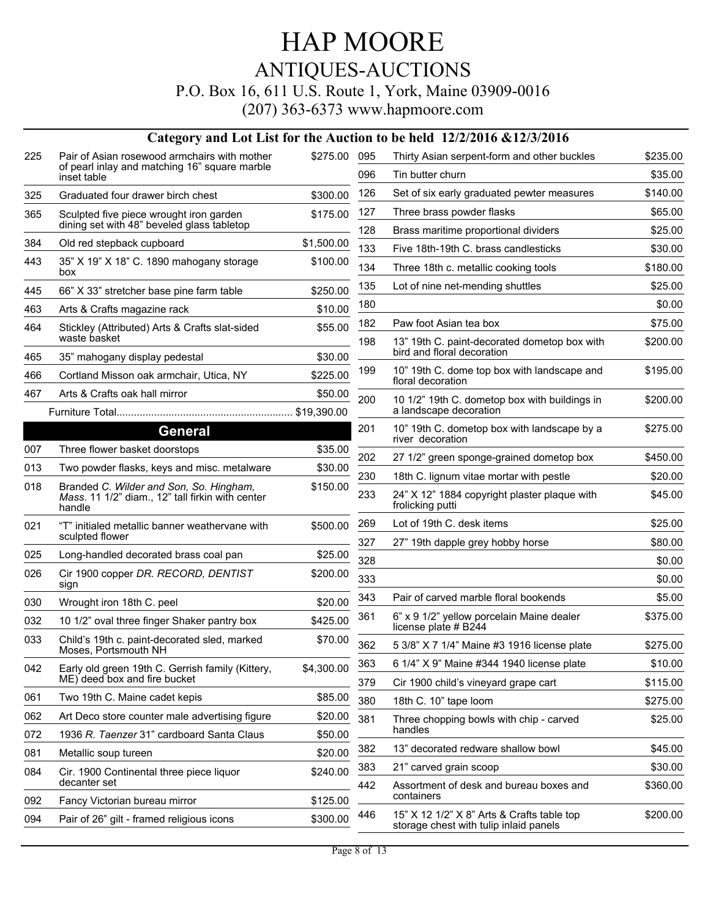# HAP MOORE

## ANTIQUES-AUCTIONS

P.O. Box 16, 611 U.S. Route 1, York, Maine 03909-0016

(207) 363-6373 www.hapmoore.com

### Category and Lot List for the Auction to be held 12/2/2016 &12/3/2016

| Lot | Description | Price |
|---|---|---|
| 225 | Pair of Asian rosewood armchairs with mother of pearl inlay and matching 16" square marble inset table | $275.00 |
| 325 | Graduated four drawer birch chest | $300.00 |
| 365 | Sculpted five piece wrought iron garden dining set with 48" beveled glass tabletop | $175.00 |
| 384 | Old red stepback cupboard | $1,500.00 |
| 443 | 35" X 19" X 18" C. 1890 mahogany storage box | $100.00 |
| 445 | 66" X 33" stretcher base pine farm table | $250.00 |
| 463 | Arts & Crafts magazine rack | $10.00 |
| 464 | Stickley (Attributed) Arts & Crafts slat-sided waste basket | $55.00 |
| 465 | 35" mahogany display pedestal | $30.00 |
| 466 | Cortland Misson oak armchair, Utica, NY | $225.00 |
| 467 | Arts & Crafts oak hall mirror | $50.00 |
| | Furniture Total | $19,390.00 |

## General

| Lot | Description | Price |
|---|---|---|
| 007 | Three flower basket doorstops | $35.00 |
| 013 | Two powder flasks, keys and misc. metalware | $30.00 |
| 018 | Branded *C. Wilder and Son, So. Hingham, Mass.* 11 1/2" diam., 12" tall firkin with center handle | $150.00 |
| 021 | "T" initialed metallic banner weathervane with sculpted flower | $500.00 |
| 025 | Long-handled decorated brass coal pan | $25.00 |
| 026 | Cir 1900 copper *DR. RECORD, DENTIST* sign | $200.00 |
| 030 | Wrought iron 18th C. peel | $20.00 |
| 032 | 10 1/2" oval three finger Shaker pantry box | $425.00 |
| 033 | Child's 19th c. paint-decorated sled, marked Moses, Portsmouth NH | $70.00 |
| 042 | Early old green 19th C. Gerrish family (Kittery, ME) deed box and fire bucket | $4,300.00 |
| 061 | Two 19th C. Maine cadet kepis | $85.00 |
| 062 | Art Deco store counter male advertising figure | $20.00 |
| 072 | 1936 *R. Taenzer* 31" cardboard Santa Claus | $50.00 |
| 081 | Metallic soup tureen | $20.00 |
| 084 | Cir. 1900 Continental three piece liquor decanter set | $240.00 |
| 092 | Fancy Victorian bureau mirror | $125.00 |
| 094 | Pair of 26" gilt - framed religious icons | $300.00 |
| 095 | Thirty Asian serpent-form and other buckles | $235.00 |
| 096 | Tin butter churn | $35.00 |
| 126 | Set of six early graduated pewter measures | $140.00 |
| 127 | Three brass powder flasks | $65.00 |
| 128 | Brass maritime proportional dividers | $25.00 |
| 133 | Five 18th-19th C. brass candlesticks | $30.00 |
| 134 | Three 18th c. metallic cooking tools | $180.00 |
| 135 | Lot of nine net-mending shuttles | $25.00 |
| 180 | | $0.00 |
| 182 | Paw foot Asian tea box | $75.00 |
| 198 | 13" 19th C. paint-decorated dometop box with bird and floral decoration | $200.00 |
| 199 | 10" 19th C. dome top box with landscape and floral decoration | $195.00 |
| 200 | 10 1/2" 19th C. dometop box with buildings in a landscape decoration | $200.00 |
| 201 | 10" 19th C. dometop box with landscape by a river decoration | $275.00 |
| 202 | 27 1/2" green sponge-grained dometop box | $450.00 |
| 230 | 18th C. lignum vitae mortar with pestle | $20.00 |
| 233 | 24" X 12" 1884 copyright plaster plaque with frolicking putti | $45.00 |
| 269 | Lot of 19th C. desk items | $25.00 |
| 327 | 27" 19th dapple grey hobby horse | $80.00 |
| 328 | | $0.00 |
| 333 | | $0.00 |
| 343 | Pair of carved marble floral bookends | $5.00 |
| 361 | 6" x 9 1/2" yellow porcelain Maine dealer license plate # B244 | $375.00 |
| 362 | 5 3/8" X 7 1/4" Maine #3 1916 license plate | $275.00 |
| 363 | 6 1/4" X 9" Maine #344 1940 license plate | $10.00 |
| 379 | Cir 1900 child's vineyard grape cart | $115.00 |
| 380 | 18th C. 10" tape loom | $275.00 |
| 381 | Three chopping bowls with chip - carved handles | $25.00 |
| 382 | 13" decorated redware shallow bowl | $45.00 |
| 383 | 21" carved grain scoop | $30.00 |
| 442 | Assortment of desk and bureau boxes and containers | $360.00 |
| 446 | 15" X 12 1/2" X 8" Arts & Crafts table top storage chest with tulip inlaid panels | $200.00 |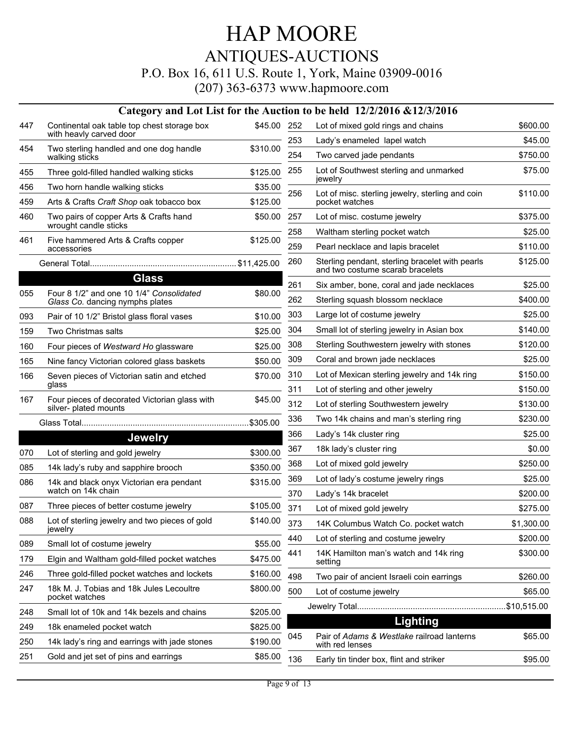# HAP MOORE

## ANTIQUES-AUCTIONS

P.O. Box 16, 611 U.S. Route 1, York, Maine 03909-0016

(207) 363-6373 www.hapmoore.com

### Category and Lot List for the Auction to be held 12/2/2016 &12/3/2016

| Lot | Description | Price |
|---|---|---|
| 447 | Continental oak table top chest storage box with heavly carved door | $45.00 |
| 454 | Two sterling handled and one dog handle walking sticks | $310.00 |
| 455 | Three gold-filled handled walking sticks | $125.00 |
| 456 | Two horn handle walking sticks | $35.00 |
| 459 | Arts & Crafts *Craft Shop* oak tobacco box | $125.00 |
| 460 | Two pairs of copper Arts & Crafts hand wrought candle sticks | $50.00 |
| 461 | Five hammered Arts & Crafts copper accessories | $125.00 |
| | General Total | $11,425.00 |

## Glass

| Lot | Description | Price |
|---|---|---|
| 055 | Four 8 1/2" and one 10 1/4" *Consolidated Glass Co.* dancing nymphs plates | $80.00 |
| 093 | Pair of 10 1/2" Bristol glass floral vases | $10.00 |
| 159 | Two Christmas salts | $25.00 |
| 160 | Four pieces of *Westward Ho* glassware | $25.00 |
| 165 | Nine fancy Victorian colored glass baskets | $50.00 |
| 166 | Seven pieces of Victorian satin and etched glass | $70.00 |
| 167 | Four pieces of decorated Victorian glass with silver- plated mounts | $45.00 |
| | Glass Total | $305.00 |

## Jewelry

| Lot | Description | Price |
|---|---|---|
| 070 | Lot of sterling and gold jewelry | $300.00 |
| 085 | 14k lady's ruby and sapphire brooch | $350.00 |
| 086 | 14k and black onyx Victorian era pendant watch on 14k chain | $315.00 |
| 087 | Three pieces of better costume jewelry | $105.00 |
| 088 | Lot of sterling jewelry and two pieces of gold jewelry | $140.00 |
| 089 | Small lot of costume jewelry | $55.00 |
| 179 | Elgin and Waltham gold-filled pocket watches | $475.00 |
| 246 | Three gold-filled pocket watches and lockets | $160.00 |
| 247 | 18k M. J. Tobias and 18k Jules Lecoultre pocket watches | $800.00 |
| 248 | Small lot of 10k and 14k bezels and chains | $205.00 |
| 249 | 18k enameled pocket watch | $825.00 |
| 250 | 14k lady's ring and earrings with jade stones | $190.00 |
| 251 | Gold and jet set of pins and earrings | $85.00 |
| 252 | Lot of mixed gold rings and chains | $600.00 |
| 253 | Lady's enameled lapel watch | $45.00 |
| 254 | Two carved jade pendants | $750.00 |
| 255 | Lot of Southwest sterling and unmarked jewelry | $75.00 |
| 256 | Lot of misc. sterling jewelry, sterling and coin pocket watches | $110.00 |
| 257 | Lot of misc. costume jewelry | $375.00 |
| 258 | Waltham sterling pocket watch | $25.00 |
| 259 | Pearl necklace and lapis bracelet | $110.00 |
| 260 | Sterling pendant, sterling bracelet with pearls and two costume scarab bracelets | $125.00 |
| 261 | Six amber, bone, coral and jade necklaces | $25.00 |
| 262 | Sterling squash blossom necklace | $400.00 |
| 303 | Large lot of costume jewelry | $25.00 |
| 304 | Small lot of sterling jewelry in Asian box | $140.00 |
| 308 | Sterling Southwestern jewelry with stones | $120.00 |
| 309 | Coral and brown jade necklaces | $25.00 |
| 310 | Lot of Mexican sterling jewelry and 14k ring | $150.00 |
| 311 | Lot of sterling and other jewelry | $150.00 |
| 312 | Lot of sterling Southwestern jewelry | $130.00 |
| 336 | Two 14k chains and man's sterling ring | $230.00 |
| 366 | Lady's 14k cluster ring | $25.00 |
| 367 | 18k lady's cluster ring | $0.00 |
| 368 | Lot of mixed gold jewelry | $250.00 |
| 369 | Lot of lady's costume jewelry rings | $25.00 |
| 370 | Lady's 14k bracelet | $200.00 |
| 371 | Lot of mixed gold jewelry | $275.00 |
| 373 | 14K Columbus Watch Co. pocket watch | $1,300.00 |
| 440 | Lot of sterling and costume jewelry | $200.00 |
| 441 | 14K Hamilton man's watch and 14k ring setting | $300.00 |
| 498 | Two pair of ancient Israeli coin earrings | $260.00 |
| 500 | Lot of costume jewelry | $65.00 |
| | Jewelry Total | $10,515.00 |

## Lighting

| Lot | Description | Price |
|---|---|---|
| 045 | Pair of *Adams & Westlake* railroad lanterns with red lenses | $65.00 |
| 136 | Early tin tinder box, flint and striker | $95.00 |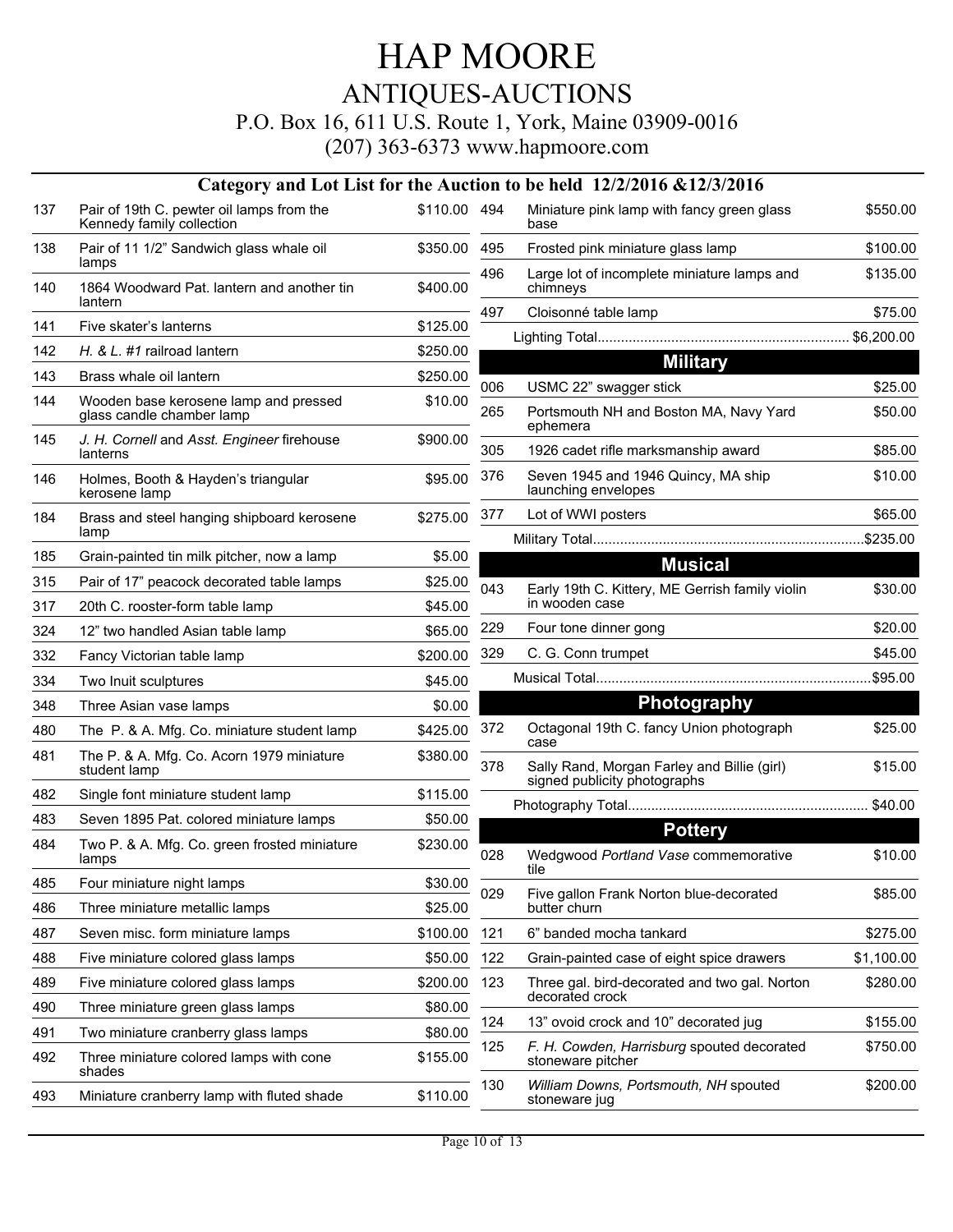# HAP MOORE

## ANTIQUES-AUCTIONS

P.O. Box 16, 611 U.S. Route 1, York, Maine 03909-0016

(207) 363-6373 www.hapmoore.com

### Category and Lot List for the Auction to be held 12/2/2016 &12/3/2016

| Lot | Description | Price |
|---|---|---|
| 137 | Pair of 19th C. pewter oil lamps from the Kennedy family collection | $110.00 |
| 138 | Pair of 11 1/2" Sandwich glass whale oil lamps | $350.00 |
| 140 | 1864 Woodward Pat. lantern and another tin lantern | $400.00 |
| 141 | Five skater's lanterns | $125.00 |
| 142 | *H. & L. #1* railroad lantern | $250.00 |
| 143 | Brass whale oil lantern | $250.00 |
| 144 | Wooden base kerosene lamp and pressed glass candle chamber lamp | $10.00 |
| 145 | *J. H. Cornell* and *Asst. Engineer* firehouse lanterns | $900.00 |
| 146 | Holmes, Booth & Hayden's triangular kerosene lamp | $95.00 |
| 184 | Brass and steel hanging shipboard kerosene lamp | $275.00 |
| 185 | Grain-painted tin milk pitcher, now a lamp | $5.00 |
| 315 | Pair of 17" peacock decorated table lamps | $25.00 |
| 317 | 20th C. rooster-form table lamp | $45.00 |
| 324 | 12" two handled Asian table lamp | $65.00 |
| 332 | Fancy Victorian table lamp | $200.00 |
| 334 | Two Inuit sculptures | $45.00 |
| 348 | Three Asian vase lamps | $0.00 |
| 480 | The P. & A. Mfg. Co. miniature student lamp | $425.00 |
| 481 | The P. & A. Mfg. Co. Acorn 1979 miniature student lamp | $380.00 |
| 482 | Single font miniature student lamp | $115.00 |
| 483 | Seven 1895 Pat. colored miniature lamps | $50.00 |
| 484 | Two P. & A. Mfg. Co. green frosted miniature lamps | $230.00 |
| 485 | Four miniature night lamps | $30.00 |
| 486 | Three miniature metallic lamps | $25.00 |
| 487 | Seven misc. form miniature lamps | $100.00 |
| 488 | Five miniature colored glass lamps | $50.00 |
| 489 | Five miniature colored glass lamps | $200.00 |
| 490 | Three miniature green glass lamps | $80.00 |
| 491 | Two miniature cranberry glass lamps | $80.00 |
| 492 | Three miniature colored lamps with cone shades | $155.00 |
| 493 | Miniature cranberry lamp with fluted shade | $110.00 |
| 494 | Miniature pink lamp with fancy green glass base | $550.00 |
| 495 | Frosted pink miniature glass lamp | $100.00 |
| 496 | Large lot of incomplete miniature lamps and chimneys | $135.00 |
| 497 | Cloisonné table lamp | $75.00 |
| | Lighting Total | $6,200.00 |

## Military

| Lot | Description | Price |
|---|---|---|
| 006 | USMC 22" swagger stick | $25.00 |
| 265 | Portsmouth NH and Boston MA, Navy Yard ephemera | $50.00 |
| 305 | 1926 cadet rifle marksmanship award | $85.00 |
| 376 | Seven 1945 and 1946 Quincy, MA ship launching envelopes | $10.00 |
| 377 | Lot of WWI posters | $65.00 |
| | Military Total | $235.00 |

## Musical

| Lot | Description | Price |
|---|---|---|
| 043 | Early 19th C. Kittery, ME Gerrish family violin in wooden case | $30.00 |
| 229 | Four tone dinner gong | $20.00 |
| 329 | C. G. Conn trumpet | $45.00 |
| | Musical Total | $95.00 |

## Photography

| Lot | Description | Price |
|---|---|---|
| 372 | Octagonal 19th C. fancy Union photograph case | $25.00 |
| 378 | Sally Rand, Morgan Farley and Billie (girl) signed publicity photographs | $15.00 |
| | Photography Total | $40.00 |

## Pottery

| Lot | Description | Price |
|---|---|---|
| 028 | Wedgwood *Portland Vase* commemorative tile | $10.00 |
| 029 | Five gallon Frank Norton blue-decorated butter churn | $85.00 |
| 121 | 6" banded mocha tankard | $275.00 |
| 122 | Grain-painted case of eight spice drawers | $1,100.00 |
| 123 | Three gal. bird-decorated and two gal. Norton decorated crock | $280.00 |
| 124 | 13" ovoid crock and 10" decorated jug | $155.00 |
| 125 | *F. H. Cowden, Harrisburg* spouted decorated stoneware pitcher | $750.00 |
| 130 | *William Downs, Portsmouth, NH* spouted stoneware jug | $200.00 |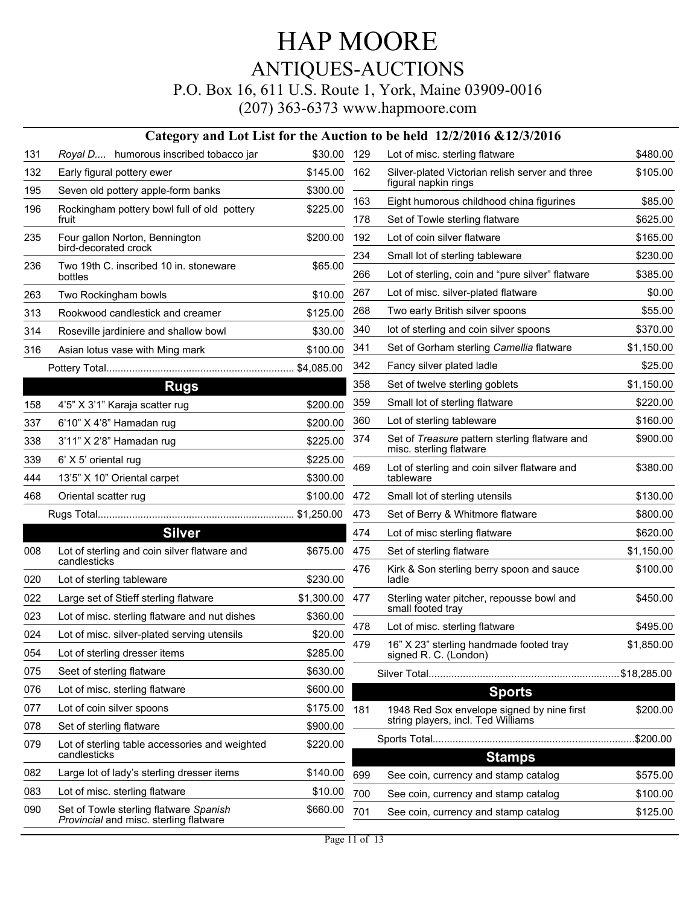# HAP MOORE

## ANTIQUES-AUCTIONS

P.O. Box 16, 611 U.S. Route 1, York, Maine 03909-0016

(207) 363-6373 www.hapmoore.com

### Category and Lot List for the Auction to be held 12/2/2016 &12/3/2016

| Lot | Description | Price |
|---|---|---|
| 131 | *Royal D....* humorous inscribed tobacco jar | $30.00 |
| 132 | Early figural pottery ewer | $145.00 |
| 195 | Seven old pottery apple-form banks | $300.00 |
| 196 | Rockingham pottery bowl full of old pottery fruit | $225.00 |
| 235 | Four gallon Norton, Bennington bird-decorated crock | $200.00 |
| 236 | Two 19th C. inscribed 10 in. stoneware bottles | $65.00 |
| 263 | Two Rockingham bowls | $10.00 |
| 313 | Rookwood candlestick and creamer | $125.00 |
| 314 | Roseville jardiniere and shallow bowl | $30.00 |
| 316 | Asian lotus vase with Ming mark | $100.00 |
| | Pottery Total | $4,085.00 |

### Rugs

| Lot | Description | Price |
|---|---|---|
| 158 | 4'5" X 3'1" Karaja scatter rug | $200.00 |
| 337 | 6'10" X 4'8" Hamadan rug | $200.00 |
| 338 | 3'11" X 2'8" Hamadan rug | $225.00 |
| 339 | 6' X 5' oriental rug | $225.00 |
| 444 | 13'5" X 10" Oriental carpet | $300.00 |
| 468 | Oriental scatter rug | $100.00 |
| | Rugs Total | $1,250.00 |

### Silver

| Lot | Description | Price |
|---|---|---|
| 008 | Lot of sterling and coin silver flatware and candlesticks | $675.00 |
| 020 | Lot of sterling tableware | $230.00 |
| 022 | Large set of Stieff sterling flatware | $1,300.00 |
| 023 | Lot of misc. sterling flatware and nut dishes | $360.00 |
| 024 | Lot of misc. silver-plated serving utensils | $20.00 |
| 054 | Lot of sterling dresser items | $285.00 |
| 075 | Seet of sterling flatware | $630.00 |
| 076 | Lot of misc. sterling flatware | $600.00 |
| 077 | Lot of coin silver spoons | $175.00 |
| 078 | Set of sterling flatware | $900.00 |
| 079 | Lot of sterling table accessories and weighted candlesticks | $220.00 |
| 082 | Large lot of lady's sterling dresser items | $140.00 |
| 083 | Lot of misc. sterling flatware | $10.00 |
| 090 | Set of Towle sterling flatware *Spanish Provincial* and misc. sterling flatware | $660.00 |
| 129 | Lot of misc. sterling flatware | $480.00 |
| 162 | Silver-plated Victorian relish server and three figural napkin rings | $105.00 |
| 163 | Eight humorous childhood china figurines | $85.00 |
| 178 | Set of Towle sterling flatware | $625.00 |
| 192 | Lot of coin silver flatware | $165.00 |
| 234 | Small lot of sterling tableware | $230.00 |
| 266 | Lot of sterling, coin and "pure silver" flatware | $385.00 |
| 267 | Lot of misc. silver-plated flatware | $0.00 |
| 268 | Two early British silver spoons | $55.00 |
| 340 | lot of sterling and coin silver spoons | $370.00 |
| 341 | Set of Gorham sterling *Camellia* flatware | $1,150.00 |
| 342 | Fancy silver plated ladle | $25.00 |
| 358 | Set of twelve sterling goblets | $1,150.00 |
| 359 | Small lot of sterling flatware | $220.00 |
| 360 | Lot of sterling tableware | $160.00 |
| 374 | Set of *Treasure* pattern sterling flatware and misc. sterling flatware | $900.00 |
| 469 | Lot of sterling and coin silver flatware and tableware | $380.00 |
| 472 | Small lot of sterling utensils | $130.00 |
| 473 | Set of Berry & Whitmore flatware | $800.00 |
| 474 | Lot of misc sterling flatware | $620.00 |
| 475 | Set of sterling flatware | $1,150.00 |
| 476 | Kirk & Son sterling berry spoon and sauce ladle | $100.00 |
| 477 | Sterling water pitcher, repousse bowl and small footed tray | $450.00 |
| 478 | Lot of misc. sterling flatware | $495.00 |
| 479 | 16" X 23" sterling handmade footed tray signed R. C. (London) | $1,850.00 |
| | Silver Total | $18,285.00 |

### Sports

| Lot | Description | Price |
|---|---|---|
| 181 | 1948 Red Sox envelope signed by nine first string players, incl. Ted Williams | $200.00 |
| | Sports Total | $200.00 |

### Stamps

| Lot | Description | Price |
|---|---|---|
| 699 | See coin, currency and stamp catalog | $575.00 |
| 700 | See coin, currency and stamp catalog | $100.00 |
| 701 | See coin, currency and stamp catalog | $125.00 |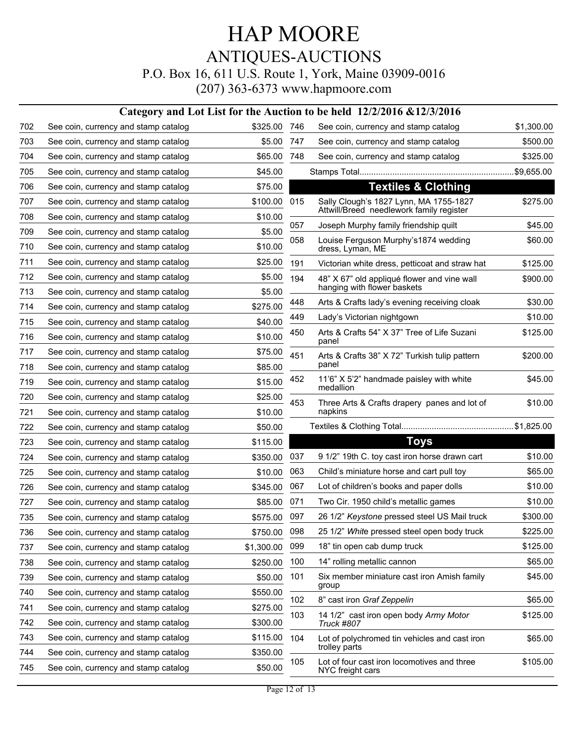# HAP MOORE

## ANTIQUES-AUCTIONS

P.O. Box 16, 611 U.S. Route 1, York, Maine 03909-0016

(207) 363-6373 www.hapmoore.com

### Category and Lot List for the Auction to be held 12/2/2016 &12/3/2016

| Lot | Description | Price |
|---|---|---|
| 702 | See coin, currency and stamp catalog | $325.00 |
| 703 | See coin, currency and stamp catalog | $5.00 |
| 704 | See coin, currency and stamp catalog | $65.00 |
| 705 | See coin, currency and stamp catalog | $45.00 |
| 706 | See coin, currency and stamp catalog | $75.00 |
| 707 | See coin, currency and stamp catalog | $100.00 |
| 708 | See coin, currency and stamp catalog | $10.00 |
| 709 | See coin, currency and stamp catalog | $5.00 |
| 710 | See coin, currency and stamp catalog | $10.00 |
| 711 | See coin, currency and stamp catalog | $25.00 |
| 712 | See coin, currency and stamp catalog | $5.00 |
| 713 | See coin, currency and stamp catalog | $5.00 |
| 714 | See coin, currency and stamp catalog | $275.00 |
| 715 | See coin, currency and stamp catalog | $40.00 |
| 716 | See coin, currency and stamp catalog | $10.00 |
| 717 | See coin, currency and stamp catalog | $75.00 |
| 718 | See coin, currency and stamp catalog | $85.00 |
| 719 | See coin, currency and stamp catalog | $15.00 |
| 720 | See coin, currency and stamp catalog | $25.00 |
| 721 | See coin, currency and stamp catalog | $10.00 |
| 722 | See coin, currency and stamp catalog | $50.00 |
| 723 | See coin, currency and stamp catalog | $115.00 |
| 724 | See coin, currency and stamp catalog | $350.00 |
| 725 | See coin, currency and stamp catalog | $10.00 |
| 726 | See coin, currency and stamp catalog | $345.00 |
| 727 | See coin, currency and stamp catalog | $85.00 |
| 735 | See coin, currency and stamp catalog | $575.00 |
| 736 | See coin, currency and stamp catalog | $750.00 |
| 737 | See coin, currency and stamp catalog | $1,300.00 |
| 738 | See coin, currency and stamp catalog | $250.00 |
| 739 | See coin, currency and stamp catalog | $50.00 |
| 740 | See coin, currency and stamp catalog | $550.00 |
| 741 | See coin, currency and stamp catalog | $275.00 |
| 742 | See coin, currency and stamp catalog | $300.00 |
| 743 | See coin, currency and stamp catalog | $115.00 |
| 744 | See coin, currency and stamp catalog | $350.00 |
| 745 | See coin, currency and stamp catalog | $50.00 |
| 746 | See coin, currency and stamp catalog | $1,300.00 |
| 747 | See coin, currency and stamp catalog | $500.00 |
| 748 | See coin, currency and stamp catalog | $325.00 |
| | Stamps Total | $9,655.00 |

### Textiles & Clothing

| Lot | Description | Price |
|---|---|---|
| 015 | Sally Clough's 1827 Lynn, MA 1755-1827 Attwill/Breed needlework family register | $275.00 |
| 057 | Joseph Murphy family friendship quilt | $45.00 |
| 058 | Louise Ferguson Murphy's1874 wedding dress, Lyman, ME | $60.00 |
| 191 | Victorian white dress, petticoat and straw hat | $125.00 |
| 194 | 48" X 67" old appliqué flower and vine wall hanging with flower baskets | $900.00 |
| 448 | Arts & Crafts lady's evening receiving cloak | $30.00 |
| 449 | Lady's Victorian nightgown | $10.00 |
| 450 | Arts & Crafts 54" X 37" Tree of Life Suzani panel | $125.00 |
| 451 | Arts & Crafts 38" X 72" Turkish tulip pattern panel | $200.00 |
| 452 | 11'6" X 5'2" handmade paisley with white medallion | $45.00 |
| 453 | Three Arts & Crafts drapery panes and lot of napkins | $10.00 |
| | Textiles & Clothing Total | $1,825.00 |

### Toys

| Lot | Description | Price |
|---|---|---|
| 037 | 9 1/2" 19th C. toy cast iron horse drawn cart | $10.00 |
| 063 | Child's miniature horse and cart pull toy | $65.00 |
| 067 | Lot of children's books and paper dolls | $10.00 |
| 071 | Two Cir. 1950 child's metallic games | $10.00 |
| 097 | 26 1/2" *Keystone* pressed steel US Mail truck | $300.00 |
| 098 | 25 1/2" *White* pressed steel open body truck | $225.00 |
| 099 | 18" tin open cab dump truck | $125.00 |
| 100 | 14" rolling metallic cannon | $65.00 |
| 101 | Six member miniature cast iron Amish family group | $45.00 |
| 102 | 8" cast iron *Graf Zeppelin* | $65.00 |
| 103 | 14 1/2" cast iron open body *Army Motor Truck #807* | $125.00 |
| 104 | Lot of polychromed tin vehicles and cast iron trolley parts | $65.00 |
| 105 | Lot of four cast iron locomotives and three NYC freight cars | $105.00 |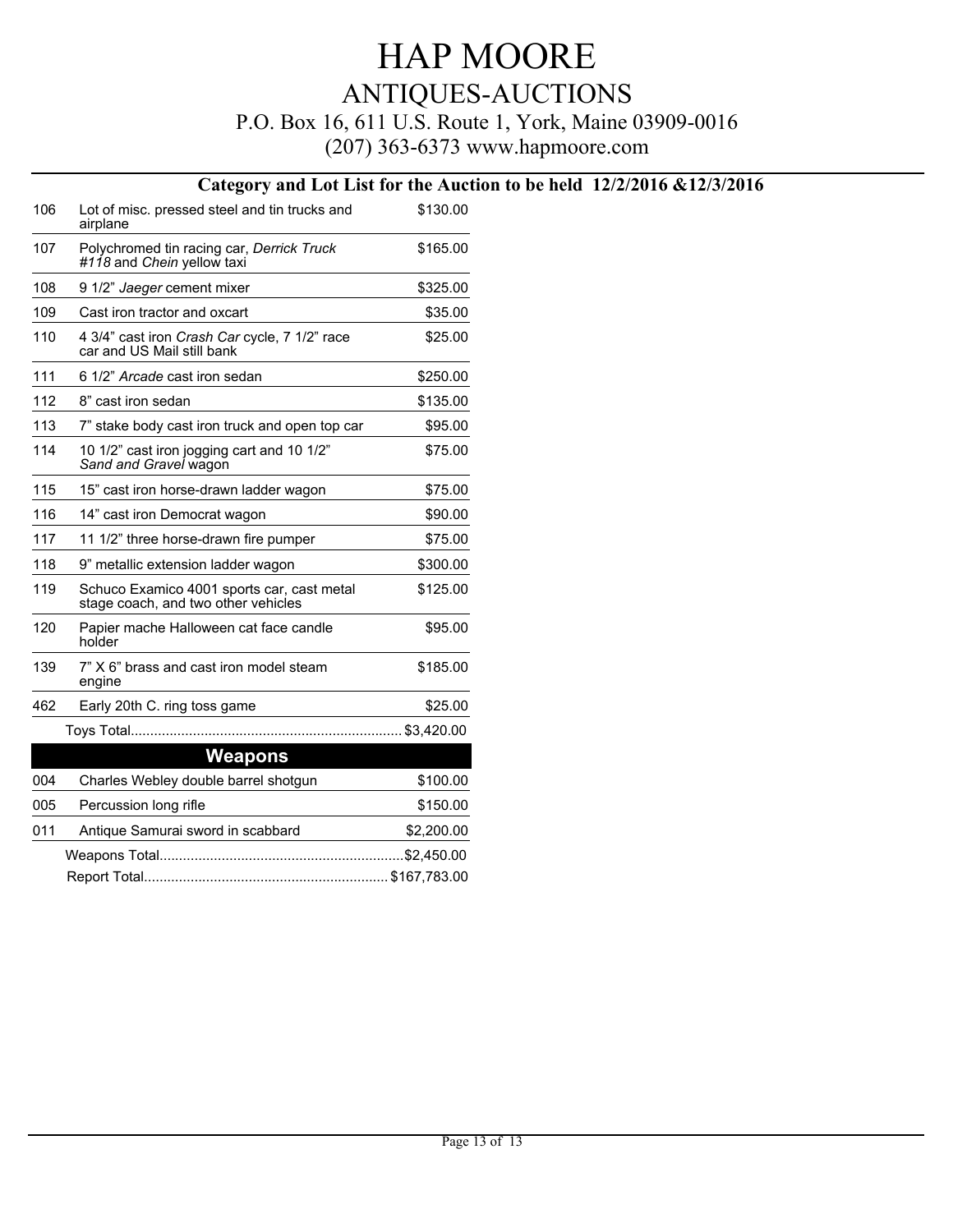# HAP MOORE

## ANTIQUES-AUCTIONS

P.O. Box 16, 611 U.S. Route 1, York, Maine 03909-0016

(207) 363-6373 www.hapmoore.com

### Category and Lot List for the Auction to be held 12/2/2016 &12/3/2016

| | | |
|---|---|---|
| 106 | Lot of misc. pressed steel and tin trucks and airplane | $130.00 |
| 107 | Polychromed tin racing car, *Derrick Truck #118* and *Chein* yellow taxi | $165.00 |
| 108 | 9 1/2" *Jaeger* cement mixer | $325.00 |
| 109 | Cast iron tractor and oxcart | $35.00 |
| 110 | 4 3/4" cast iron *Crash Car* cycle, 7 1/2" race car and US Mail still bank | $25.00 |
| 111 | 6 1/2" *Arcade* cast iron sedan | $250.00 |
| 112 | 8" cast iron sedan | $135.00 |
| 113 | 7" stake body cast iron truck and open top car | $95.00 |
| 114 | 10 1/2" cast iron jogging cart and 10 1/2" *Sand and Gravel* wagon | $75.00 |
| 115 | 15" cast iron horse-drawn ladder wagon | $75.00 |
| 116 | 14" cast iron Democrat wagon | $90.00 |
| 117 | 11 1/2" three horse-drawn fire pumper | $75.00 |
| 118 | 9" metallic extension ladder wagon | $300.00 |
| 119 | Schuco Examico 4001 sports car, cast metal stage coach, and two other vehicles | $125.00 |
| 120 | Papier mache Halloween cat face candle holder | $95.00 |
| 139 | 7" X 6" brass and cast iron model steam engine | $185.00 |
| 462 | Early 20th C. ring toss game | $25.00 |
| | Toys Total | $3,420.00 |

## Weapons

| | | |
|---|---|---|
| 004 | Charles Webley double barrel shotgun | $100.00 |
| 005 | Percussion long rifle | $150.00 |
| 011 | Antique Samurai sword in scabbard | $2,200.00 |
| | Weapons Total | $2,450.00 |
| | Report Total | $167,783.00 |